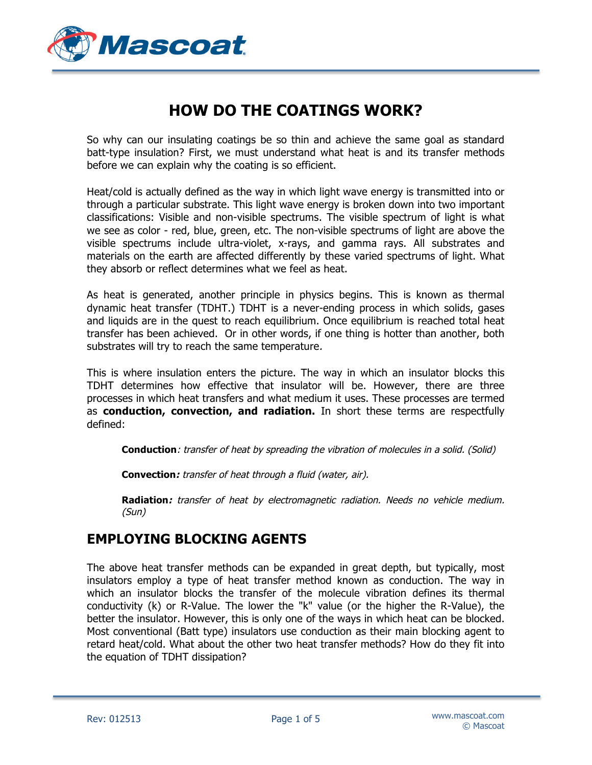# HOW DO THE COATINGS WORK?

So why can our insulating coatings be so thin and achieve the same goal as standard batt-type insulation? First, we must understand what heat is and its transfer methods before we can explain why the coating is so efficient.

Heat/cold is actually defined as the way in which light wave energy is transmitted into or through a particular substrate. This light wave energy is broken down into two important classifications: Visible and non-visible spectrums. The visible spectrum of light is what we see as color - red, blue, green, etc. The non-visible spectrums of light are above the visible spectrums include ultra-violet, x-rays, and gamma rays. All substrates and materials on the earth are affected differently by these varied spectrums of light. What they absorb or reflect determines what we feel as heat.

As heat is generated, another principle in physics begins. This is known as thermal dynamic heat transfer (TDHT.) TDHT is a never-ending process in which solids, gases and liquids are in the quest to reach equilibrium. Once equilibrium is reached total heat transfer has been achieved. Or in other words, if one thing is hotter than another, both substrates will try to reach the same temperature.

This is where insulation enters the picture. The way in which an insulator blocks this TDHT determines how effective that insulator will be. However, there are three processes in which heat transfers and what medium it uses. These processes are termed as **conduction, convection, and radiation.** In short these terms are respectfully defined:

> **Conduction**: *transfer of heat by spreading the vibration of molecules in a solid. (Solid)*
>
> **Convection***: transfer of heat through a fluid (water, air).*
>
> **Radiation***: transfer of heat by electromagnetic radiation. Needs no vehicle medium. (Sun)*

## EMPLOYING BLOCKING AGENTS

The above heat transfer methods can be expanded in great depth, but typically, most insulators employ a type of heat transfer method known as conduction. The way in which an insulator blocks the transfer of the molecule vibration defines its thermal conductivity (k) or R-Value. The lower the "k" value (or the higher the R-Value), the better the insulator. However, this is only one of the ways in which heat can be blocked. Most conventional (Batt type) insulators use conduction as their main blocking agent to retard heat/cold. What about the other two heat transfer methods? How do they fit into the equation of TDHT dissipation?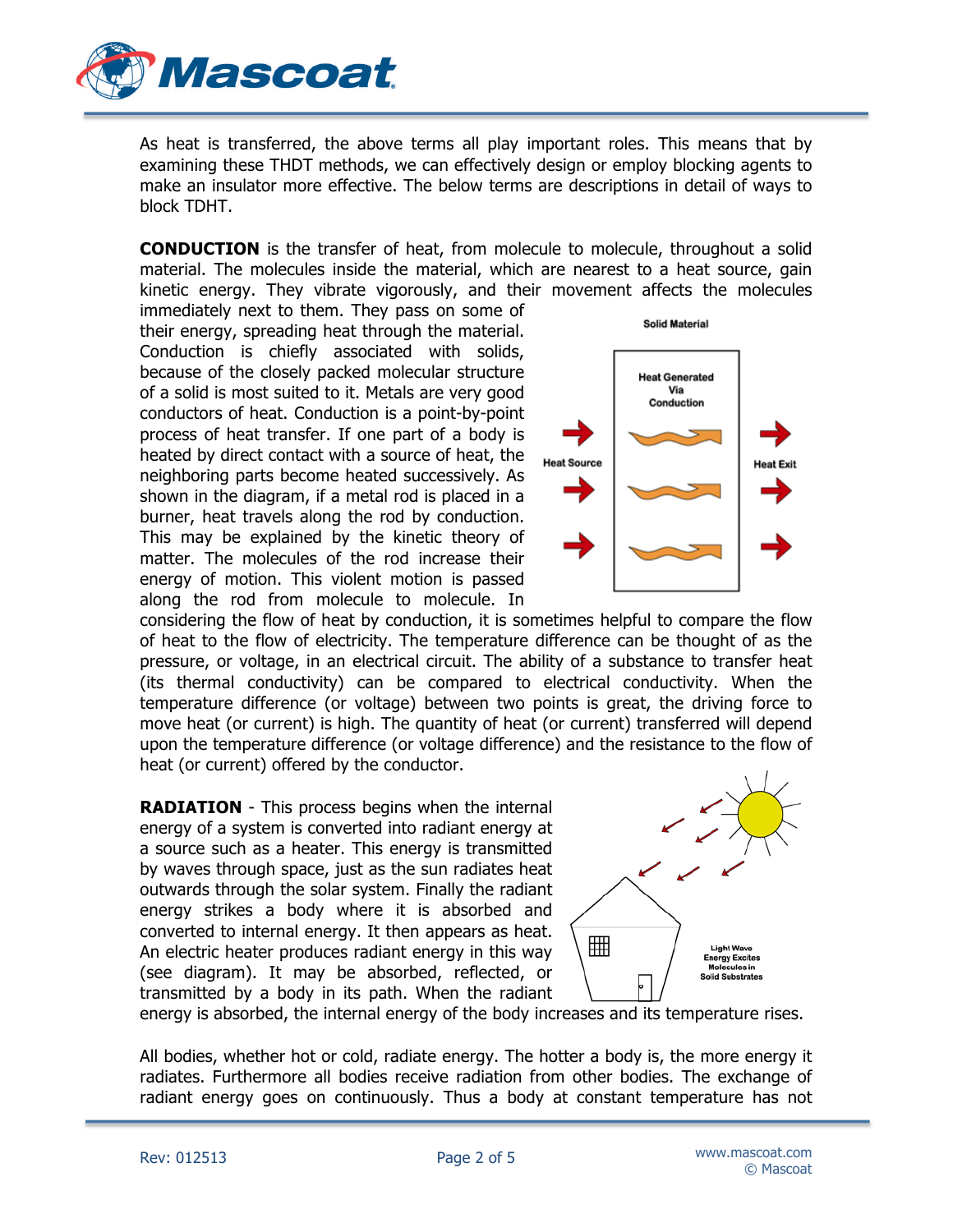As heat is transferred, the above terms all play important roles. This means that by examining these THDT methods, we can effectively design or employ blocking agents to make an insulator more effective. The below terms are descriptions in detail of ways to block TDHT.

**CONDUCTION** is the transfer of heat, from molecule to molecule, throughout a solid material. The molecules inside the material, which are nearest to a heat source, gain kinetic energy. They vibrate vigorously, and their movement affects the molecules immediately next to them. They pass on some of their energy, spreading heat through the material. Conduction is chiefly associated with solids, because of the closely packed molecular structure of a solid is most suited to it. Metals are very good conductors of heat. Conduction is a point-by-point process of heat transfer. If one part of a body is heated by direct contact with a source of heat, the neighboring parts become heated successively. As shown in the diagram, if a metal rod is placed in a burner, heat travels along the rod by conduction. This may be explained by the kinetic theory of matter. The molecules of the rod increase their energy of motion. This violent motion is passed along the rod from molecule to molecule. In considering the flow of heat by conduction, it is sometimes helpful to compare the flow of heat to the flow of electricity. The temperature difference can be thought of as the pressure, or voltage, in an electrical circuit. The ability of a substance to transfer heat (its thermal conductivity) can be compared to electrical conductivity. When the temperature difference (or voltage) between two points is great, the driving force to move heat (or current) is high. The quantity of heat (or current) transferred will depend upon the temperature difference (or voltage difference) and the resistance to the flow of heat (or current) offered by the conductor.

Solid Material

Heat Generated Via Conduction

Heat Source

Heat Exit

**RADIATION** - This process begins when the internal energy of a system is converted into radiant energy at a source such as a heater. This energy is transmitted by waves through space, just as the sun radiates heat outwards through the solar system. Finally the radiant energy strikes a body where it is absorbed and converted to internal energy. It then appears as heat. An electric heater produces radiant energy in this way (see diagram). It may be absorbed, reflected, or transmitted by a body in its path. When the radiant energy is absorbed, the internal energy of the body increases and its temperature rises.

Light Wave Energy Excites Molecules in Solid Substrates

All bodies, whether hot or cold, radiate energy. The hotter a body is, the more energy it radiates. Furthermore all bodies receive radiation from other bodies. The exchange of radiant energy goes on continuously. Thus a body at constant temperature has not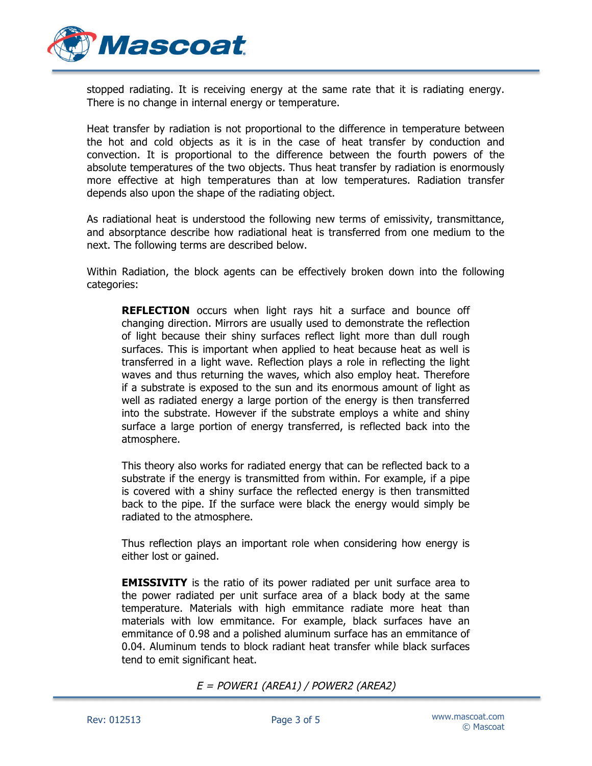stopped radiating. It is receiving energy at the same rate that it is radiating energy. There is no change in internal energy or temperature.

Heat transfer by radiation is not proportional to the difference in temperature between the hot and cold objects as it is in the case of heat transfer by conduction and convection. It is proportional to the difference between the fourth powers of the absolute temperatures of the two objects. Thus heat transfer by radiation is enormously more effective at high temperatures than at low temperatures. Radiation transfer depends also upon the shape of the radiating object.

As radiational heat is understood the following new terms of emissivity, transmittance, and absorptance describe how radiational heat is transferred from one medium to the next. The following terms are described below.

Within Radiation, the block agents can be effectively broken down into the following categories:

> **REFLECTION** occurs when light rays hit a surface and bounce off changing direction. Mirrors are usually used to demonstrate the reflection of light because their shiny surfaces reflect light more than dull rough surfaces. This is important when applied to heat because heat as well is transferred in a light wave. Reflection plays a role in reflecting the light waves and thus returning the waves, which also employ heat. Therefore if a substrate is exposed to the sun and its enormous amount of light as well as radiated energy a large portion of the energy is then transferred into the substrate. However if the substrate employs a white and shiny surface a large portion of energy transferred, is reflected back into the atmosphere.
>
> This theory also works for radiated energy that can be reflected back to a substrate if the energy is transmitted from within. For example, if a pipe is covered with a shiny surface the reflected energy is then transmitted back to the pipe. If the surface were black the energy would simply be radiated to the atmosphere.
>
> Thus reflection plays an important role when considering how energy is either lost or gained.
>
> **EMISSIVITY** is the ratio of its power radiated per unit surface area to the power radiated per unit surface area of a black body at the same temperature. Materials with high emmitance radiate more heat than materials with low emmitance. For example, black surfaces have an emmitance of 0.98 and a polished aluminum surface has an emmitance of 0.04. Aluminum tends to block radiant heat transfer while black surfaces tend to emit significant heat.

*E = POWER1 (AREA1) / POWER2 (AREA2)*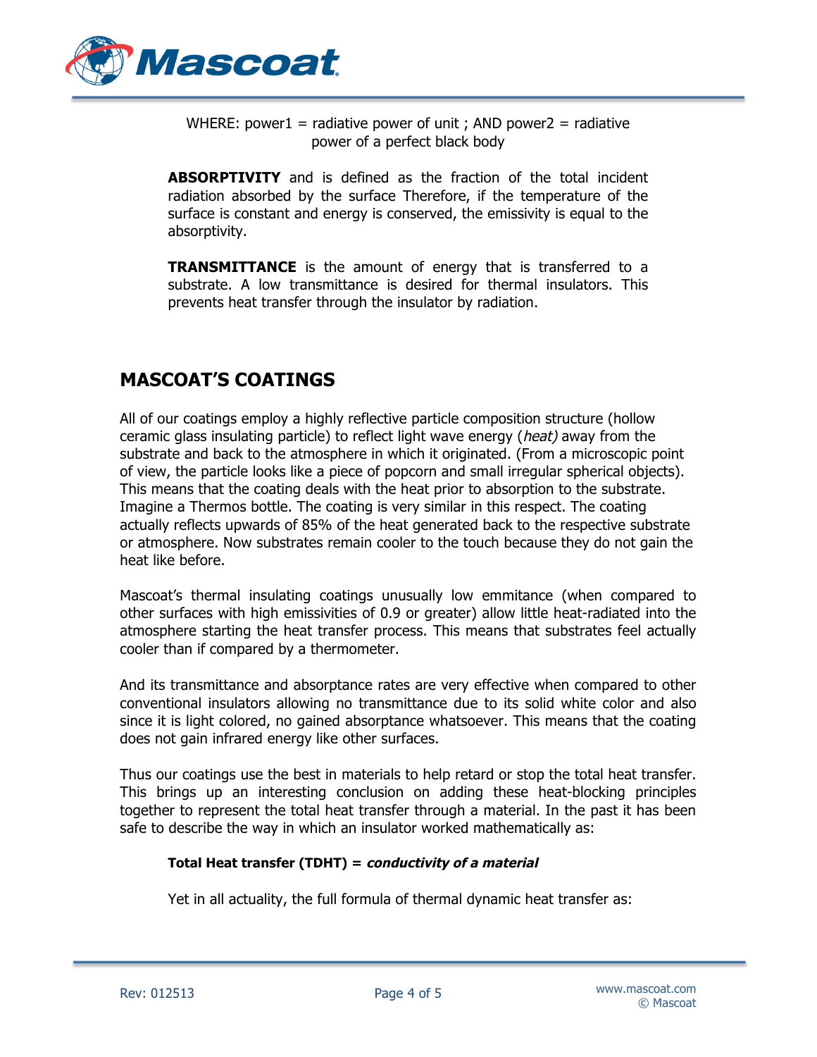WHERE: power1 = radiative power of unit ; AND power2 = radiative power of a perfect black body

**ABSORPTIVITY** and is defined as the fraction of the total incident radiation absorbed by the surface Therefore, if the temperature of the surface is constant and energy is conserved, the emissivity is equal to the absorptivity.

**TRANSMITTANCE** is the amount of energy that is transferred to a substrate. A low transmittance is desired for thermal insulators. This prevents heat transfer through the insulator by radiation.

## MASCOAT'S COATINGS

All of our coatings employ a highly reflective particle composition structure (hollow ceramic glass insulating particle) to reflect light wave energy (*heat)* away from the substrate and back to the atmosphere in which it originated. (From a microscopic point of view, the particle looks like a piece of popcorn and small irregular spherical objects). This means that the coating deals with the heat prior to absorption to the substrate. Imagine a Thermos bottle. The coating is very similar in this respect. The coating actually reflects upwards of 85% of the heat generated back to the respective substrate or atmosphere. Now substrates remain cooler to the touch because they do not gain the heat like before.

Mascoat's thermal insulating coatings unusually low emmitance (when compared to other surfaces with high emissivities of 0.9 or greater) allow little heat-radiated into the atmosphere starting the heat transfer process. This means that substrates feel actually cooler than if compared by a thermometer.

And its transmittance and absorptance rates are very effective when compared to other conventional insulators allowing no transmittance due to its solid white color and also since it is light colored, no gained absorptance whatsoever. This means that the coating does not gain infrared energy like other surfaces.

Thus our coatings use the best in materials to help retard or stop the total heat transfer. This brings up an interesting conclusion on adding these heat-blocking principles together to represent the total heat transfer through a material. In the past it has been safe to describe the way in which an insulator worked mathematically as:

**Total Heat transfer (TDHT) = *conductivity of a material***

Yet in all actuality, the full formula of thermal dynamic heat transfer as: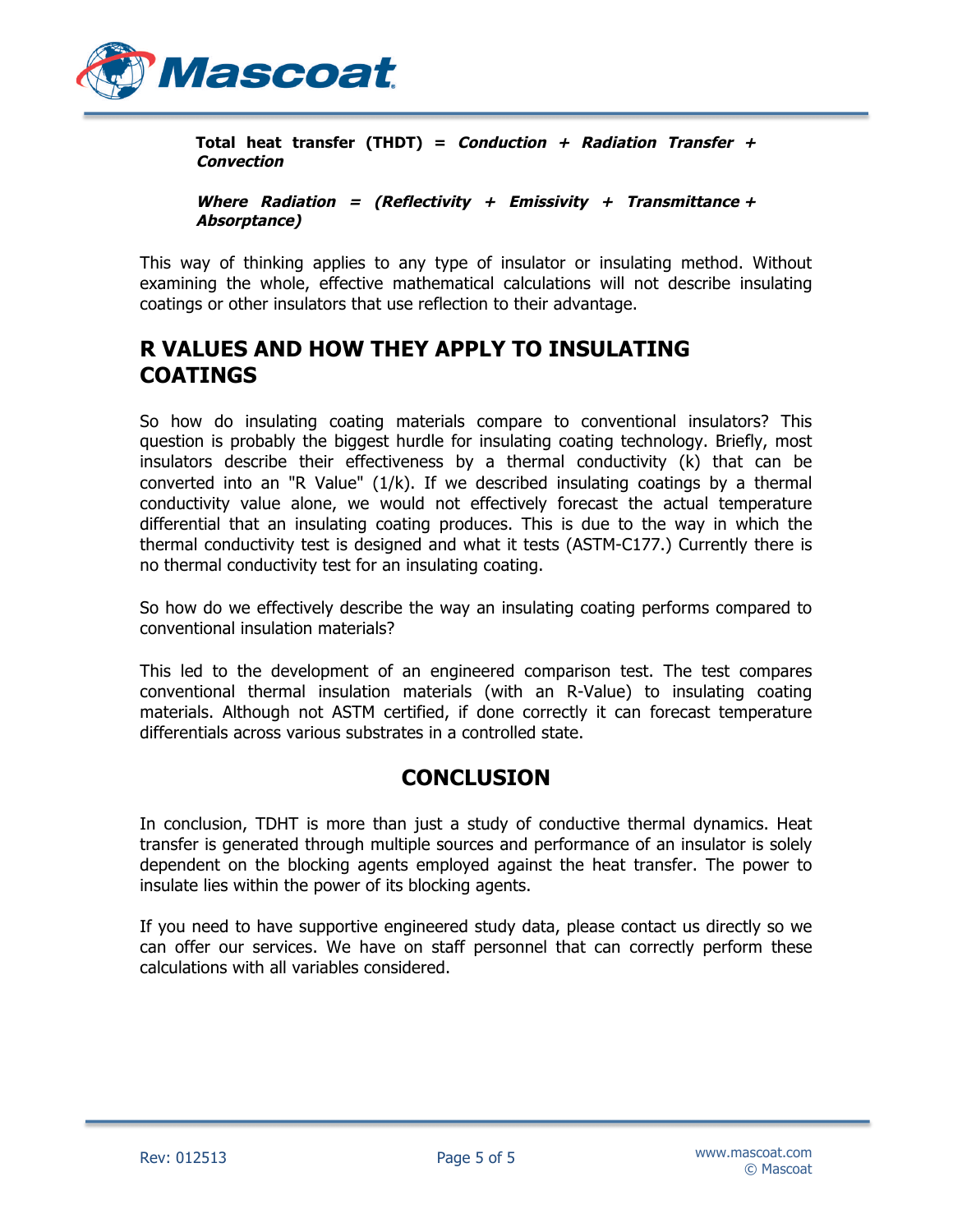**Total heat transfer (THDT) =** ***Conduction + Radiation Transfer + Convection***

***Where Radiation = (Reflectivity + Emissivity + Transmittance + Absorptance)***

This way of thinking applies to any type of insulator or insulating method. Without examining the whole, effective mathematical calculations will not describe insulating coatings or other insulators that use reflection to their advantage.

## R VALUES AND HOW THEY APPLY TO INSULATING COATINGS

So how do insulating coating materials compare to conventional insulators? This question is probably the biggest hurdle for insulating coating technology. Briefly, most insulators describe their effectiveness by a thermal conductivity (k) that can be converted into an "R Value" (1/k). If we described insulating coatings by a thermal conductivity value alone, we would not effectively forecast the actual temperature differential that an insulating coating produces. This is due to the way in which the thermal conductivity test is designed and what it tests (ASTM-C177.) Currently there is no thermal conductivity test for an insulating coating.

So how do we effectively describe the way an insulating coating performs compared to conventional insulation materials?

This led to the development of an engineered comparison test. The test compares conventional thermal insulation materials (with an R-Value) to insulating coating materials. Although not ASTM certified, if done correctly it can forecast temperature differentials across various substrates in a controlled state.

## CONCLUSION

In conclusion, TDHT is more than just a study of conductive thermal dynamics. Heat transfer is generated through multiple sources and performance of an insulator is solely dependent on the blocking agents employed against the heat transfer. The power to insulate lies within the power of its blocking agents.

If you need to have supportive engineered study data, please contact us directly so we can offer our services. We have on staff personnel that can correctly perform these calculations with all variables considered.